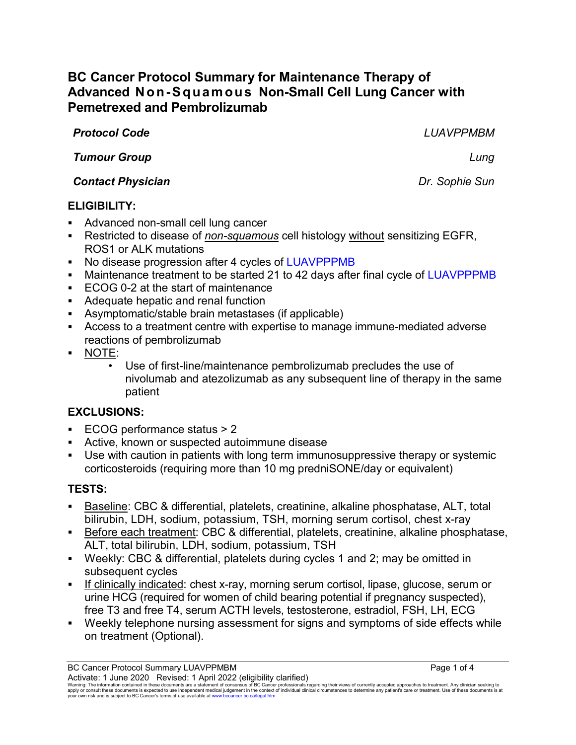# BC Cancer Protocol Summary for Maintenance Therapy of Advanced Non-Squamous Non-Small Cell Lung Cancer with Pemetrexed and Pembrolizumab

| | |
|---|---|
| ***Protocol Code*** | *LUAVPPMBM* |
| ***Tumour Group*** | *Lung* |
| ***Contact Physician*** | *Dr. Sophie Sun* |

## ELIGIBILITY:

- Advanced non-small cell lung cancer
- Restricted to disease of *non-squamous* cell histology without sensitizing EGFR, ROS1 or ALK mutations
- No disease progression after 4 cycles of LUAVPPPMB
- Maintenance treatment to be started 21 to 42 days after final cycle of LUAVPPPMB
- ECOG 0-2 at the start of maintenance
- Adequate hepatic and renal function
- Asymptomatic/stable brain metastases (if applicable)
- Access to a treatment centre with expertise to manage immune-mediated adverse reactions of pembrolizumab
- NOTE:
  - Use of first-line/maintenance pembrolizumab precludes the use of nivolumab and atezolizumab as any subsequent line of therapy in the same patient

## EXCLUSIONS:

- ECOG performance status > 2
- Active, known or suspected autoimmune disease
- Use with caution in patients with long term immunosuppressive therapy or systemic corticosteroids (requiring more than 10 mg predniSONE/day or equivalent)

## TESTS:

- Baseline: CBC & differential, platelets, creatinine, alkaline phosphatase, ALT, total bilirubin, LDH, sodium, potassium, TSH, morning serum cortisol, chest x-ray
- Before each treatment: CBC & differential, platelets, creatinine, alkaline phosphatase, ALT, total bilirubin, LDH, sodium, potassium, TSH
- Weekly: CBC & differential, platelets during cycles 1 and 2; may be omitted in subsequent cycles
- If clinically indicated: chest x-ray, morning serum cortisol, lipase, glucose, serum or urine HCG (required for women of child bearing potential if pregnancy suspected), free T3 and free T4, serum ACTH levels, testosterone, estradiol, FSH, LH, ECG
- Weekly telephone nursing assessment for signs and symptoms of side effects while on treatment (Optional).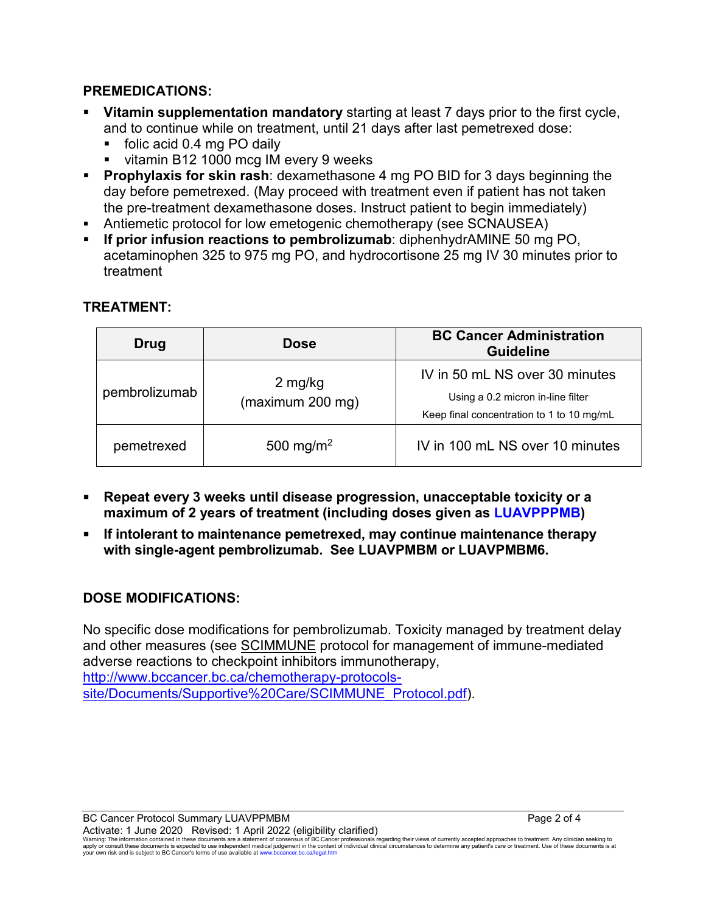**PREMEDICATIONS:**

- **Vitamin supplementation mandatory** starting at least 7 days prior to the first cycle, and to continue while on treatment, until 21 days after last pemetrexed dose:
  - folic acid 0.4 mg PO daily
  - vitamin B12 1000 mcg IM every 9 weeks
- **Prophylaxis for skin rash**: dexamethasone 4 mg PO BID for 3 days beginning the day before pemetrexed. (May proceed with treatment even if patient has not taken the pre-treatment dexamethasone doses. Instruct patient to begin immediately)
- Antiemetic protocol for low emetogenic chemotherapy (see SCNAUSEA)
- **If prior infusion reactions to pembrolizumab**: diphenhydrAMINE 50 mg PO, acetaminophen 325 to 975 mg PO, and hydrocortisone 25 mg IV 30 minutes prior to treatment

**TREATMENT:**

| Drug | Dose | BC Cancer Administration Guideline |
|---|---|---|
| pembrolizumab | 2 mg/kg (maximum 200 mg) | IV in 50 mL NS over 30 minutes<br>Using a 0.2 micron in-line filter<br>Keep final concentration to 1 to 10 mg/mL |
| pemetrexed | 500 mg/m$^2$ | IV in 100 mL NS over 10 minutes |

- **Repeat every 3 weeks until disease progression, unacceptable toxicity or a maximum of 2 years of treatment (including doses given as LUAVPPPMB)**
- **If intolerant to maintenance pemetrexed, may continue maintenance therapy with single-agent pembrolizumab. See LUAVPMBM or LUAVPMBM6.**

**DOSE MODIFICATIONS:**

No specific dose modifications for pembrolizumab. Toxicity managed by treatment delay and other measures (see SCIMMUNE protocol for management of immune-mediated adverse reactions to checkpoint inhibitors immunotherapy, http://www.bccancer.bc.ca/chemotherapy-protocols-site/Documents/Supportive%20Care/SCIMMUNE_Protocol.pdf).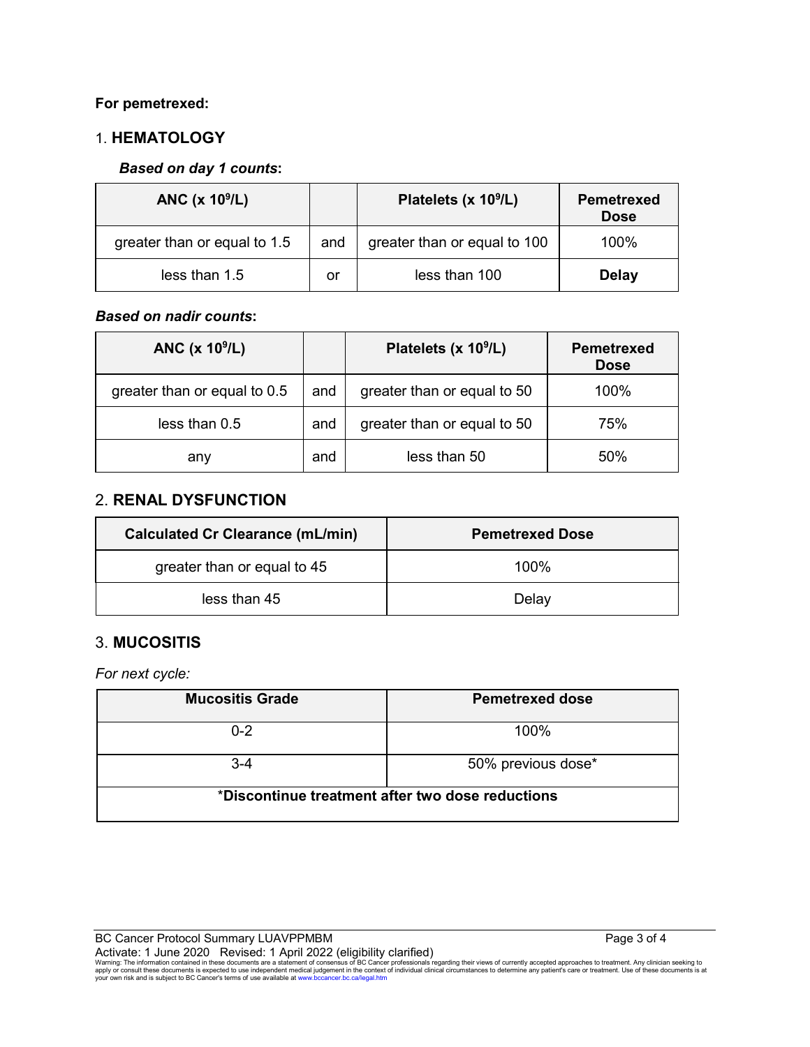**For pemetrexed:**

## 1. **HEMATOLOGY**

***Based on day 1 counts*:**

| ANC (x $10^9$/L) | | Platelets (x $10^9$/L) | Pemetrexed Dose |
|---|---|---|---|
| greater than or equal to 1.5 | and | greater than or equal to 100 | 100% |
| less than 1.5 | or | less than 100 | **Delay** |

***Based on nadir counts*:**

| ANC (x $10^9$/L) | | Platelets (x $10^9$/L) | Pemetrexed Dose |
|---|---|---|---|
| greater than or equal to 0.5 | and | greater than or equal to 50 | 100% |
| less than 0.5 | and | greater than or equal to 50 | 75% |
| any | and | less than 50 | 50% |

## 2. **RENAL DYSFUNCTION**

| Calculated Cr Clearance (mL/min) | Pemetrexed Dose |
|---|---|
| greater than or equal to 45 | 100% |
| less than 45 | Delay |

## 3. **MUCOSITIS**

*For next cycle:*

| Mucositis Grade | Pemetrexed dose |
|---|---|
| 0-2 | 100% |
| 3-4 | 50% previous dose* |
| ***Discontinue treatment after two dose reductions** | |

BC Cancer Protocol Summary LUAVPPMBM

Activate: 1 June 2020 Revised: 1 April 2022 (eligibility clarified)

Warning: The information contained in these documents are a statement of consensus of BC Cancer professionals regarding their views of currently accepted approaches to treatment. Any clinician seeking to apply or consult these documents is expected to use independent medical judgement in the context of individual clinical circumstances to determine any patient's care or treatment. Use of these documents is at your own risk and is subject to BC Cancer's terms of use available at www.bccancer.bc.ca/legal.htm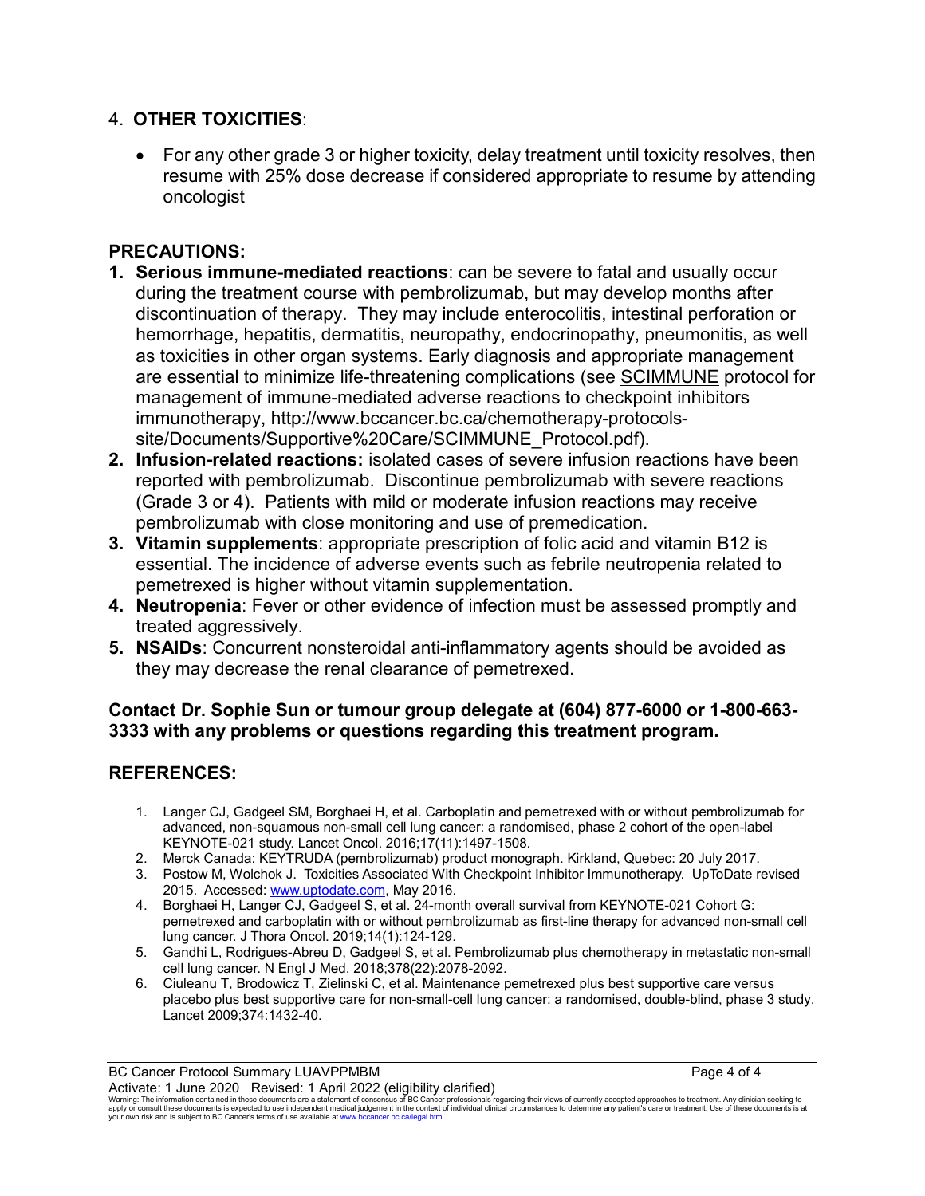4. **OTHER TOXICITIES**:

- For any other grade 3 or higher toxicity, delay treatment until toxicity resolves, then resume with 25% dose decrease if considered appropriate to resume by attending oncologist

## PRECAUTIONS:

1. **Serious immune-mediated reactions**: can be severe to fatal and usually occur during the treatment course with pembrolizumab, but may develop months after discontinuation of therapy. They may include enterocolitis, intestinal perforation or hemorrhage, hepatitis, dermatitis, neuropathy, endocrinopathy, pneumonitis, as well as toxicities in other organ systems. Early diagnosis and appropriate management are essential to minimize life-threatening complications (see SCIMMUNE protocol for management of immune-mediated adverse reactions to checkpoint inhibitors immunotherapy, http://www.bccancer.bc.ca/chemotherapy-protocols-site/Documents/Supportive%20Care/SCIMMUNE_Protocol.pdf).
2. **Infusion-related reactions:** isolated cases of severe infusion reactions have been reported with pembrolizumab. Discontinue pembrolizumab with severe reactions (Grade 3 or 4). Patients with mild or moderate infusion reactions may receive pembrolizumab with close monitoring and use of premedication.
3. **Vitamin supplements**: appropriate prescription of folic acid and vitamin B12 is essential. The incidence of adverse events such as febrile neutropenia related to pemetrexed is higher without vitamin supplementation.
4. **Neutropenia**: Fever or other evidence of infection must be assessed promptly and treated aggressively.
5. **NSAIDs**: Concurrent nonsteroidal anti-inflammatory agents should be avoided as they may decrease the renal clearance of pemetrexed.

**Contact Dr. Sophie Sun or tumour group delegate at (604) 877-6000 or 1-800-663-3333 with any problems or questions regarding this treatment program.**

## REFERENCES:

1. Langer CJ, Gadgeel SM, Borghaei H, et al. Carboplatin and pemetrexed with or without pembrolizumab for advanced, non-squamous non-small cell lung cancer: a randomised, phase 2 cohort of the open-label KEYNOTE-021 study. Lancet Oncol. 2016;17(11):1497-1508.
2. Merck Canada: KEYTRUDA (pembrolizumab) product monograph. Kirkland, Quebec: 20 July 2017.
3. Postow M, Wolchok J. Toxicities Associated With Checkpoint Inhibitor Immunotherapy. UpToDate revised 2015. Accessed: www.uptodate.com, May 2016.
4. Borghaei H, Langer CJ, Gadgeel S, et al. 24-month overall survival from KEYNOTE-021 Cohort G: pemetrexed and carboplatin with or without pembrolizumab as first-line therapy for advanced non-small cell lung cancer. J Thora Oncol. 2019;14(1):124-129.
5. Gandhi L, Rodrigues-Abreu D, Gadgeel S, et al. Pembrolizumab plus chemotherapy in metastatic non-small cell lung cancer. N Engl J Med. 2018;378(22):2078-2092.
6. Ciuleanu T, Brodowicz T, Zielinski C, et al. Maintenance pemetrexed plus best supportive care versus placebo plus best supportive care for non-small-cell lung cancer: a randomised, double-blind, phase 3 study. Lancet 2009;374:1432-40.